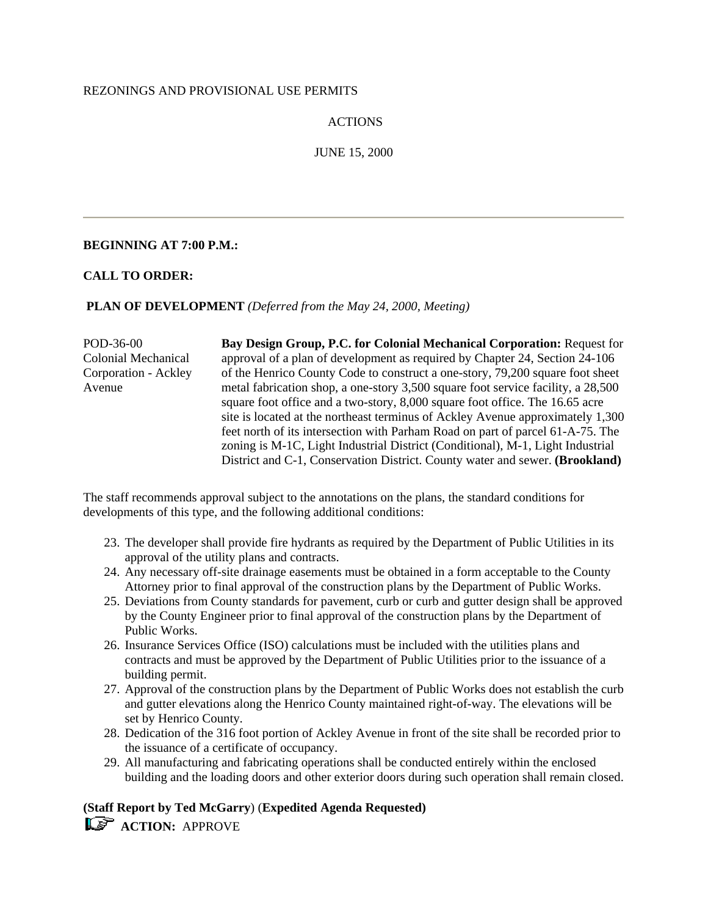REZONINGS AND PROVISIONAL USE PERMITS

ACTIONS

JUNE 15, 2000

---

**BEGINNING AT 7:00 P.M.:**

**CALL TO ORDER:**

**PLAN OF DEVELOPMENT** *(Deferred from the May 24, 2000, Meeting)*

| | |
|---|---|
| POD-36-00 Colonial Mechanical Corporation - Ackley Avenue | **Bay Design Group, P.C. for Colonial Mechanical Corporation:** Request for approval of a plan of development as required by Chapter 24, Section 24-106 of the Henrico County Code to construct a one-story, 79,200 square foot sheet metal fabrication shop, a one-story 3,500 square foot service facility, a 28,500 square foot office and a two-story, 8,000 square foot office. The 16.65 acre site is located at the northeast terminus of Ackley Avenue approximately 1,300 feet north of its intersection with Parham Road on part of parcel 61-A-75. The zoning is M-1C, Light Industrial District (Conditional), M-1, Light Industrial District and C-1, Conservation District. County water and sewer. **(Brookland)** |

The staff recommends approval subject to the annotations on the plans, the standard conditions for developments of this type, and the following additional conditions:

23. The developer shall provide fire hydrants as required by the Department of Public Utilities in its approval of the utility plans and contracts.
24. Any necessary off-site drainage easements must be obtained in a form acceptable to the County Attorney prior to final approval of the construction plans by the Department of Public Works.
25. Deviations from County standards for pavement, curb or curb and gutter design shall be approved by the County Engineer prior to final approval of the construction plans by the Department of Public Works.
26. Insurance Services Office (ISO) calculations must be included with the utilities plans and contracts and must be approved by the Department of Public Utilities prior to the issuance of a building permit.
27. Approval of the construction plans by the Department of Public Works does not establish the curb and gutter elevations along the Henrico County maintained right-of-way. The elevations will be set by Henrico County.
28. Dedication of the 316 foot portion of Ackley Avenue in front of the site shall be recorded prior to the issuance of a certificate of occupancy.
29. All manufacturing and fabricating operations shall be conducted entirely within the enclosed building and the loading doors and other exterior doors during such operation shall remain closed.

**(Staff Report by Ted McGarry**) (**Expedited Agenda Requested)**

**ACTION:** APPROVE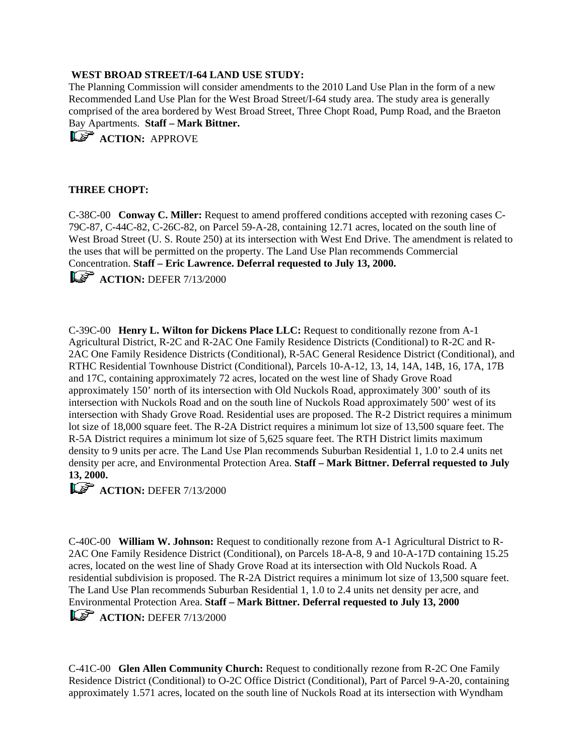**WEST BROAD STREET/I-64 LAND USE STUDY:**
The Planning Commission will consider amendments to the 2010 Land Use Plan in the form of a new Recommended Land Use Plan for the West Broad Street/I-64 study area. The study area is generally comprised of the area bordered by West Broad Street, Three Chopt Road, Pump Road, and the Braeton Bay Apartments. **Staff – Mark Bittner.**

**ACTION:** APPROVE

**THREE CHOPT:**

C-38C-00 **Conway C. Miller:** Request to amend proffered conditions accepted with rezoning cases C-79C-87, C-44C-82, C-26C-82, on Parcel 59-A-28, containing 12.71 acres, located on the south line of West Broad Street (U. S. Route 250) at its intersection with West End Drive. The amendment is related to the uses that will be permitted on the property. The Land Use Plan recommends Commercial Concentration. **Staff – Eric Lawrence. Deferral requested to July 13, 2000.**

**ACTION:** DEFER 7/13/2000

C-39C-00 **Henry L. Wilton for Dickens Place LLC:** Request to conditionally rezone from A-1 Agricultural District, R-2C and R-2AC One Family Residence Districts (Conditional) to R-2C and R-2AC One Family Residence Districts (Conditional), R-5AC General Residence District (Conditional), and RTHC Residential Townhouse District (Conditional), Parcels 10-A-12, 13, 14, 14A, 14B, 16, 17A, 17B and 17C, containing approximately 72 acres, located on the west line of Shady Grove Road approximately 150' north of its intersection with Old Nuckols Road, approximately 300' south of its intersection with Nuckols Road and on the south line of Nuckols Road approximately 500' west of its intersection with Shady Grove Road. Residential uses are proposed. The R-2 District requires a minimum lot size of 18,000 square feet. The R-2A District requires a minimum lot size of 13,500 square feet. The R-5A District requires a minimum lot size of 5,625 square feet. The RTH District limits maximum density to 9 units per acre. The Land Use Plan recommends Suburban Residential 1, 1.0 to 2.4 units net density per acre, and Environmental Protection Area. **Staff – Mark Bittner. Deferral requested to July 13, 2000.**

**ACTION:** DEFER 7/13/2000

C-40C-00 **William W. Johnson:** Request to conditionally rezone from A-1 Agricultural District to R-2AC One Family Residence District (Conditional), on Parcels 18-A-8, 9 and 10-A-17D containing 15.25 acres, located on the west line of Shady Grove Road at its intersection with Old Nuckols Road. A residential subdivision is proposed. The R-2A District requires a minimum lot size of 13,500 square feet. The Land Use Plan recommends Suburban Residential 1, 1.0 to 2.4 units net density per acre, and Environmental Protection Area. **Staff – Mark Bittner. Deferral requested to July 13, 2000**

**ACTION:** DEFER 7/13/2000

C-41C-00 **Glen Allen Community Church:** Request to conditionally rezone from R-2C One Family Residence District (Conditional) to O-2C Office District (Conditional), Part of Parcel 9-A-20, containing approximately 1.571 acres, located on the south line of Nuckols Road at its intersection with Wyndham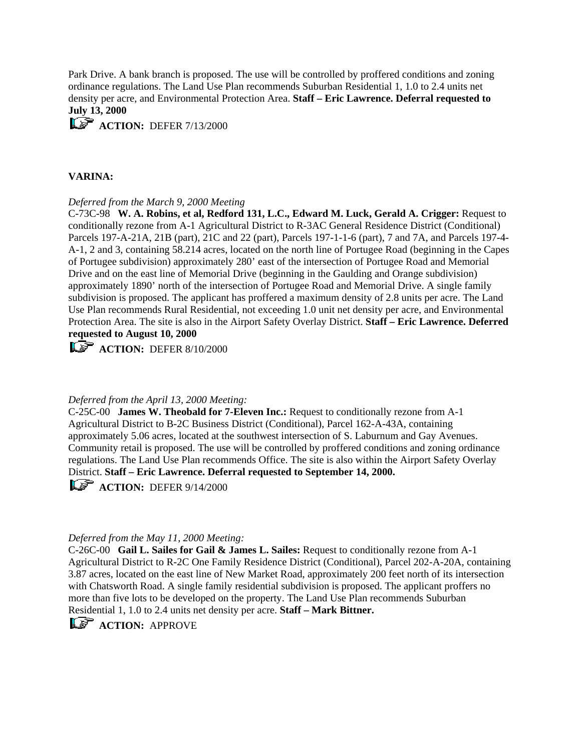Park Drive. A bank branch is proposed. The use will be controlled by proffered conditions and zoning ordinance regulations. The Land Use Plan recommends Suburban Residential 1, 1.0 to 2.4 units net density per acre, and Environmental Protection Area. **Staff – Eric Lawrence. Deferral requested to July 13, 2000**

☞ **ACTION:** DEFER 7/13/2000

**VARINA:**

*Deferred from the March 9, 2000 Meeting*

C-73C-98 **W. A. Robins, et al, Redford 131, L.C., Edward M. Luck, Gerald A. Crigger:** Request to conditionally rezone from A-1 Agricultural District to R-3AC General Residence District (Conditional) Parcels 197-A-21A, 21B (part), 21C and 22 (part), Parcels 197-1-1-6 (part), 7 and 7A, and Parcels 197-4-A-1, 2 and 3, containing 58.214 acres, located on the north line of Portugee Road (beginning in the Capes of Portugee subdivision) approximately 280' east of the intersection of Portugee Road and Memorial Drive and on the east line of Memorial Drive (beginning in the Gaulding and Orange subdivision) approximately 1890' north of the intersection of Portugee Road and Memorial Drive. A single family subdivision is proposed. The applicant has proffered a maximum density of 2.8 units per acre. The Land Use Plan recommends Rural Residential, not exceeding 1.0 unit net density per acre, and Environmental Protection Area. The site is also in the Airport Safety Overlay District. **Staff – Eric Lawrence. Deferred requested to August 10, 2000**

☞ **ACTION:** DEFER 8/10/2000

*Deferred from the April 13, 2000 Meeting:*

C-25C-00 **James W. Theobald for 7-Eleven Inc.:** Request to conditionally rezone from A-1 Agricultural District to B-2C Business District (Conditional), Parcel 162-A-43A, containing approximately 5.06 acres, located at the southwest intersection of S. Laburnum and Gay Avenues. Community retail is proposed. The use will be controlled by proffered conditions and zoning ordinance regulations. The Land Use Plan recommends Office. The site is also within the Airport Safety Overlay District. **Staff – Eric Lawrence. Deferral requested to September 14, 2000.**

☞ **ACTION:** DEFER 9/14/2000

*Deferred from the May 11, 2000 Meeting:*

C-26C-00 **Gail L. Sailes for Gail & James L. Sailes:** Request to conditionally rezone from A-1 Agricultural District to R-2C One Family Residence District (Conditional), Parcel 202-A-20A, containing 3.87 acres, located on the east line of New Market Road, approximately 200 feet north of its intersection with Chatsworth Road. A single family residential subdivision is proposed. The applicant proffers no more than five lots to be developed on the property. The Land Use Plan recommends Suburban Residential 1, 1.0 to 2.4 units net density per acre. **Staff – Mark Bittner.**

☞ **ACTION:** APPROVE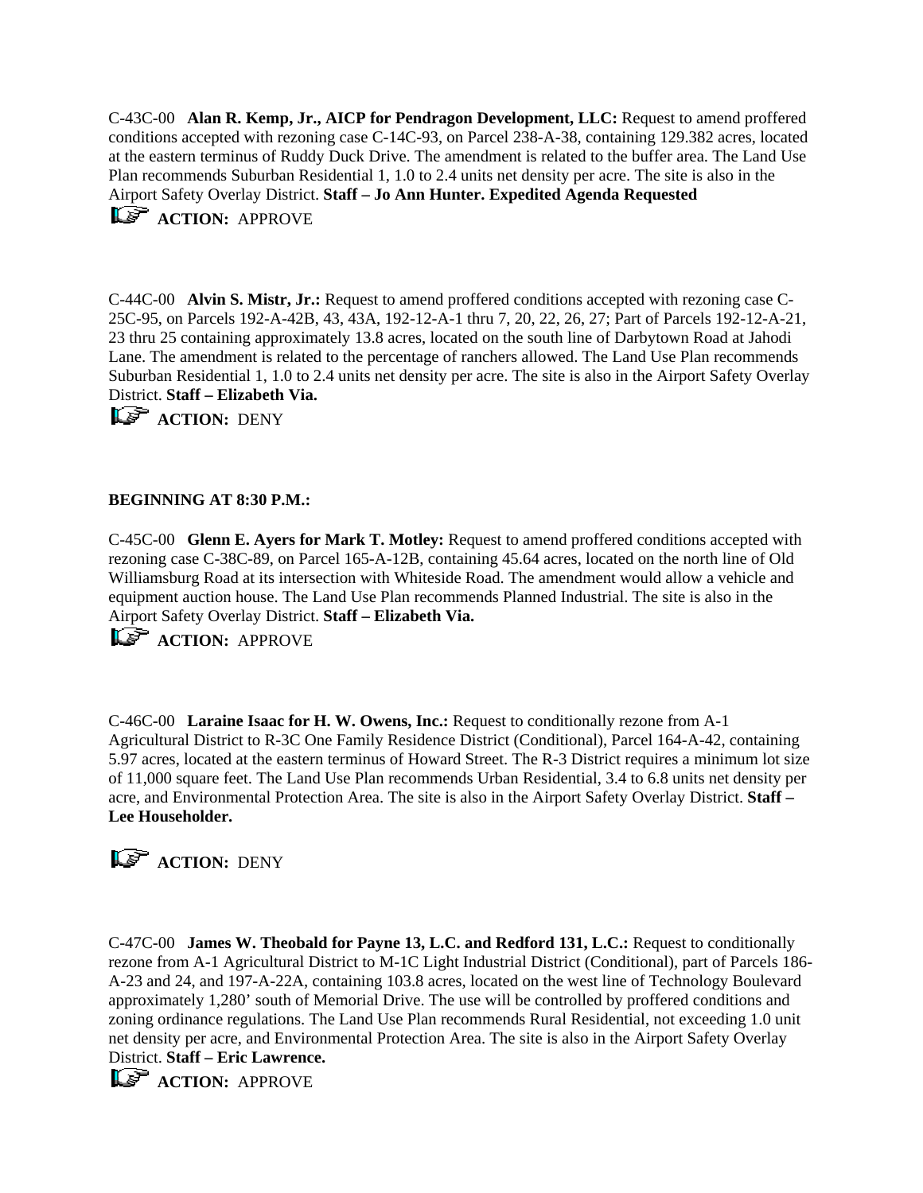C-43C-00 **Alan R. Kemp, Jr., AICP for Pendragon Development, LLC:** Request to amend proffered conditions accepted with rezoning case C-14C-93, on Parcel 238-A-38, containing 129.382 acres, located at the eastern terminus of Ruddy Duck Drive. The amendment is related to the buffer area. The Land Use Plan recommends Suburban Residential 1, 1.0 to 2.4 units net density per acre. The site is also in the Airport Safety Overlay District. **Staff – Jo Ann Hunter. Expedited Agenda Requested**

**ACTION:** APPROVE

C-44C-00 **Alvin S. Mistr, Jr.:** Request to amend proffered conditions accepted with rezoning case C-25C-95, on Parcels 192-A-42B, 43, 43A, 192-12-A-1 thru 7, 20, 22, 26, 27; Part of Parcels 192-12-A-21, 23 thru 25 containing approximately 13.8 acres, located on the south line of Darbytown Road at Jahodi Lane. The amendment is related to the percentage of ranchers allowed. The Land Use Plan recommends Suburban Residential 1, 1.0 to 2.4 units net density per acre. The site is also in the Airport Safety Overlay District. **Staff – Elizabeth Via.**

**ACTION:** DENY

**BEGINNING AT 8:30 P.M.:**

C-45C-00 **Glenn E. Ayers for Mark T. Motley:** Request to amend proffered conditions accepted with rezoning case C-38C-89, on Parcel 165-A-12B, containing 45.64 acres, located on the north line of Old Williamsburg Road at its intersection with Whiteside Road. The amendment would allow a vehicle and equipment auction house. The Land Use Plan recommends Planned Industrial. The site is also in the Airport Safety Overlay District. **Staff – Elizabeth Via.**

**ACTION:** APPROVE

C-46C-00 **Laraine Isaac for H. W. Owens, Inc.:** Request to conditionally rezone from A-1 Agricultural District to R-3C One Family Residence District (Conditional), Parcel 164-A-42, containing 5.97 acres, located at the eastern terminus of Howard Street. The R-3 District requires a minimum lot size of 11,000 square feet. The Land Use Plan recommends Urban Residential, 3.4 to 6.8 units net density per acre, and Environmental Protection Area. The site is also in the Airport Safety Overlay District. **Staff – Lee Householder.**

**ACTION:** DENY

C-47C-00 **James W. Theobald for Payne 13, L.C. and Redford 131, L.C.:** Request to conditionally rezone from A-1 Agricultural District to M-1C Light Industrial District (Conditional), part of Parcels 186-A-23 and 24, and 197-A-22A, containing 103.8 acres, located on the west line of Technology Boulevard approximately 1,280' south of Memorial Drive. The use will be controlled by proffered conditions and zoning ordinance regulations. The Land Use Plan recommends Rural Residential, not exceeding 1.0 unit net density per acre, and Environmental Protection Area. The site is also in the Airport Safety Overlay District. **Staff – Eric Lawrence.**

**ACTION:** APPROVE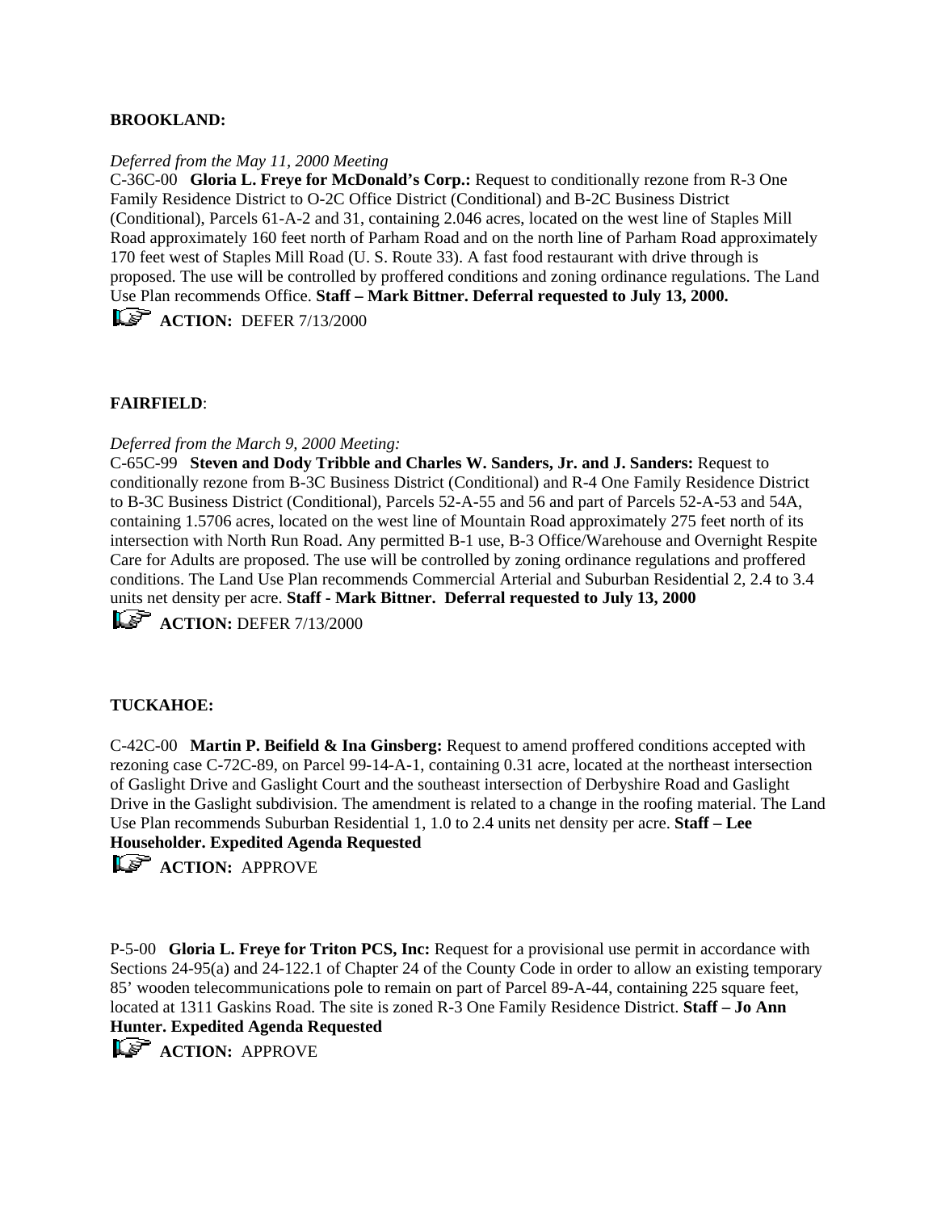**BROOKLAND:**

*Deferred from the May 11, 2000 Meeting*
C-36C-00 **Gloria L. Freye for McDonald's Corp.:** Request to conditionally rezone from R-3 One Family Residence District to O-2C Office District (Conditional) and B-2C Business District (Conditional), Parcels 61-A-2 and 31, containing 2.046 acres, located on the west line of Staples Mill Road approximately 160 feet north of Parham Road and on the north line of Parham Road approximately 170 feet west of Staples Mill Road (U. S. Route 33). A fast food restaurant with drive through is proposed. The use will be controlled by proffered conditions and zoning ordinance regulations. The Land Use Plan recommends Office. **Staff – Mark Bittner. Deferral requested to July 13, 2000.**

**ACTION:** DEFER 7/13/2000

**FAIRFIELD**:

*Deferred from the March 9, 2000 Meeting:*
C-65C-99 **Steven and Dody Tribble and Charles W. Sanders, Jr. and J. Sanders:** Request to conditionally rezone from B-3C Business District (Conditional) and R-4 One Family Residence District to B-3C Business District (Conditional), Parcels 52-A-55 and 56 and part of Parcels 52-A-53 and 54A, containing 1.5706 acres, located on the west line of Mountain Road approximately 275 feet north of its intersection with North Run Road. Any permitted B-1 use, B-3 Office/Warehouse and Overnight Respite Care for Adults are proposed. The use will be controlled by zoning ordinance regulations and proffered conditions. The Land Use Plan recommends Commercial Arterial and Suburban Residential 2, 2.4 to 3.4 units net density per acre. **Staff - Mark Bittner. Deferral requested to July 13, 2000**

**ACTION:** DEFER 7/13/2000

**TUCKAHOE:**

C-42C-00 **Martin P. Beifield & Ina Ginsberg:** Request to amend proffered conditions accepted with rezoning case C-72C-89, on Parcel 99-14-A-1, containing 0.31 acre, located at the northeast intersection of Gaslight Drive and Gaslight Court and the southeast intersection of Derbyshire Road and Gaslight Drive in the Gaslight subdivision. The amendment is related to a change in the roofing material. The Land Use Plan recommends Suburban Residential 1, 1.0 to 2.4 units net density per acre. **Staff – Lee Householder. Expedited Agenda Requested**

**ACTION:** APPROVE

P-5-00 **Gloria L. Freye for Triton PCS, Inc:** Request for a provisional use permit in accordance with Sections 24-95(a) and 24-122.1 of Chapter 24 of the County Code in order to allow an existing temporary 85' wooden telecommunications pole to remain on part of Parcel 89-A-44, containing 225 square feet, located at 1311 Gaskins Road. The site is zoned R-3 One Family Residence District. **Staff – Jo Ann Hunter. Expedited Agenda Requested**

**ACTION:** APPROVE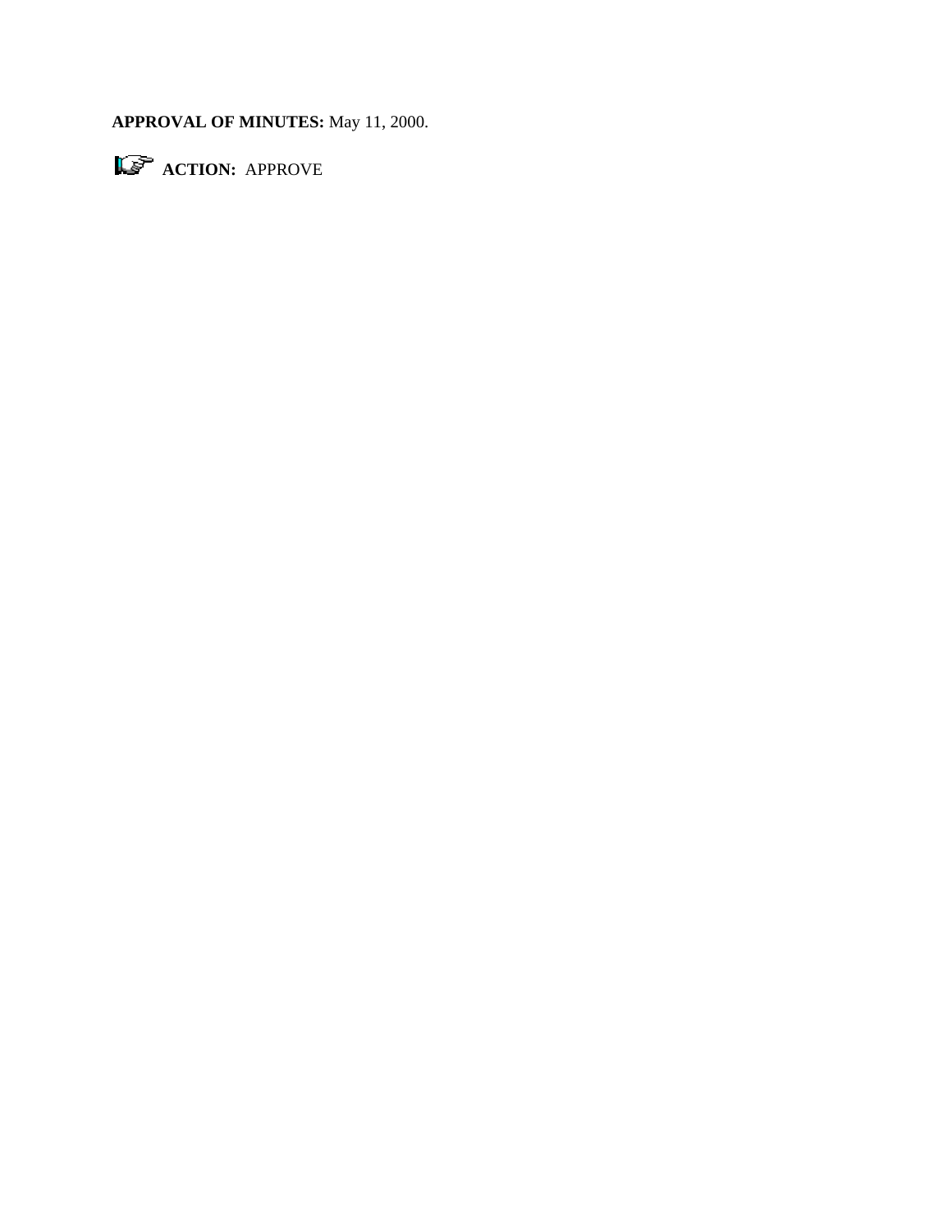**APPROVAL OF MINUTES:** May 11, 2000.

☞ **ACTION:** APPROVE